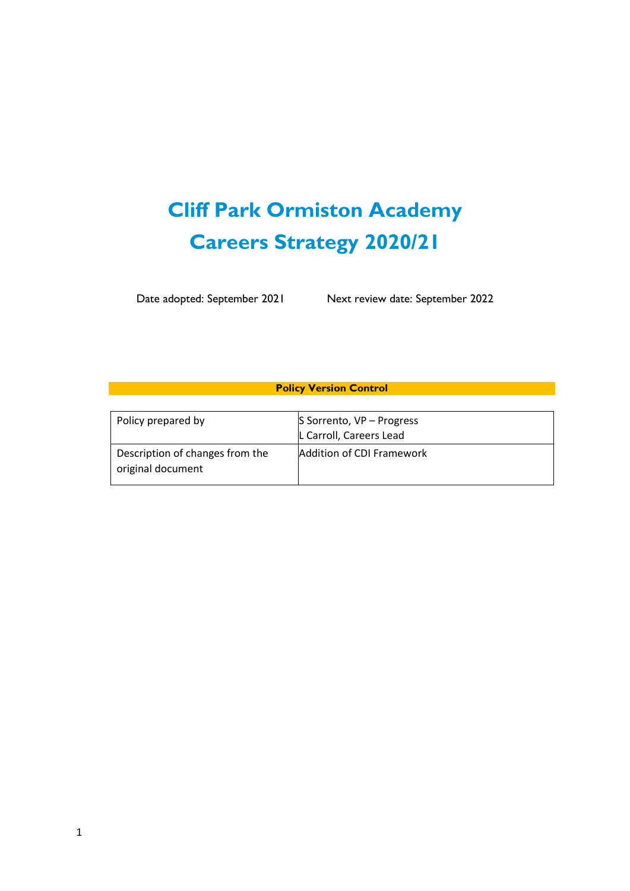# Cliff Park Ormiston Academy
# Careers Strategy 2020/21

Date adopted: September 2021 Next review date: September 2022

**Policy Version Control**

| | |
|---|---|
| Policy prepared by | S Sorrento, VP – Progress<br>L Carroll, Careers Lead |
| Description of changes from the original document | Addition of CDI Framework |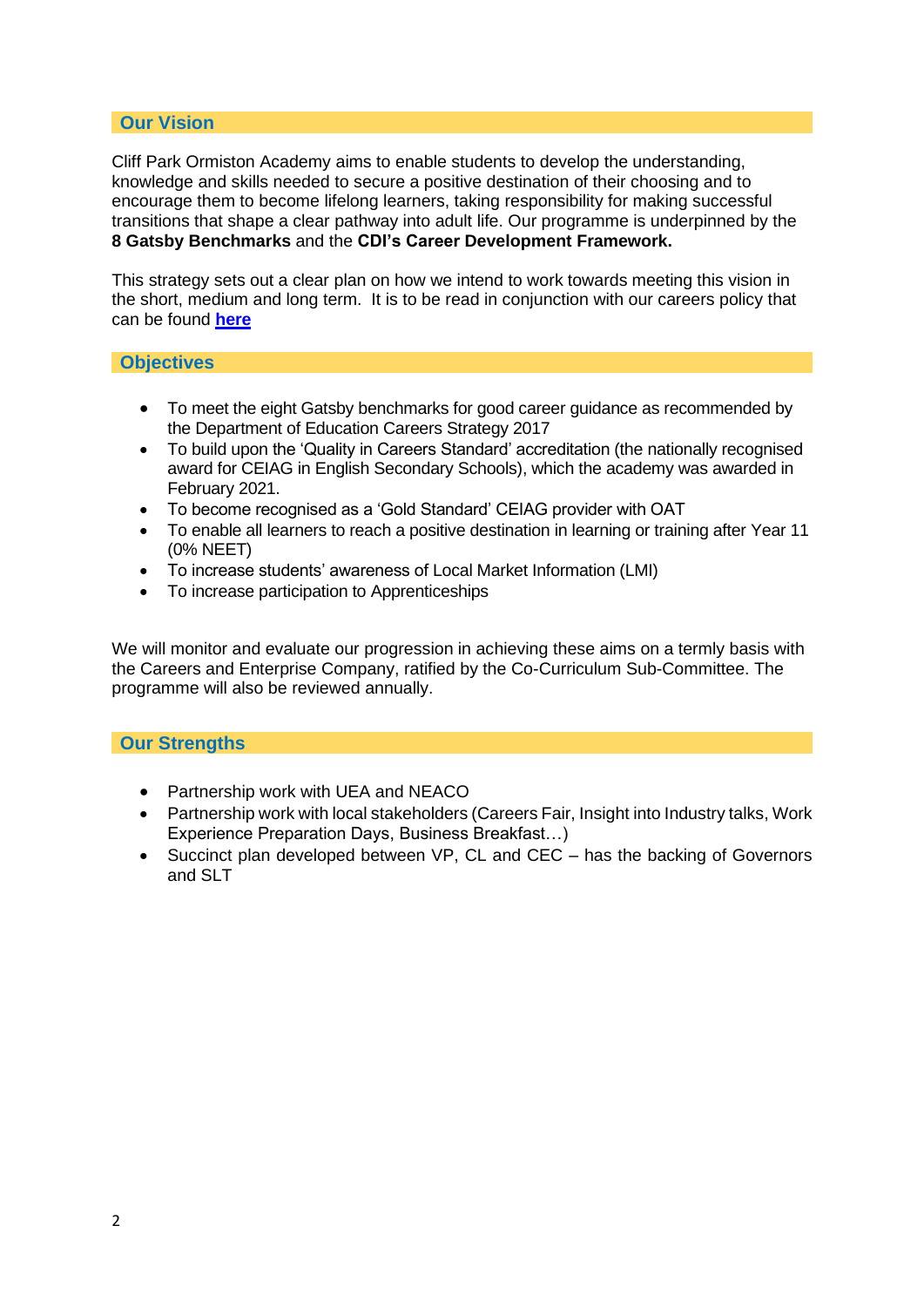## Our Vision

Cliff Park Ormiston Academy aims to enable students to develop the understanding, knowledge and skills needed to secure a positive destination of their choosing and to encourage them to become lifelong learners, taking responsibility for making successful transitions that shape a clear pathway into adult life. Our programme is underpinned by the **8 Gatsby Benchmarks** and the **CDI's Career Development Framework.**

This strategy sets out a clear plan on how we intend to work towards meeting this vision in the short, medium and long term. It is to be read in conjunction with our careers policy that can be found **here**

## Objectives

- To meet the eight Gatsby benchmarks for good career guidance as recommended by the Department of Education Careers Strategy 2017
- To build upon the 'Quality in Careers Standard' accreditation (the nationally recognised award for CEIAG in English Secondary Schools), which the academy was awarded in February 2021.
- To become recognised as a 'Gold Standard' CEIAG provider with OAT
- To enable all learners to reach a positive destination in learning or training after Year 11 (0% NEET)
- To increase students' awareness of Local Market Information (LMI)
- To increase participation to Apprenticeships

We will monitor and evaluate our progression in achieving these aims on a termly basis with the Careers and Enterprise Company, ratified by the Co-Curriculum Sub-Committee. The programme will also be reviewed annually.

## Our Strengths

- Partnership work with UEA and NEACO
- Partnership work with local stakeholders (Careers Fair, Insight into Industry talks, Work Experience Preparation Days, Business Breakfast…)
- Succinct plan developed between VP, CL and CEC – has the backing of Governors and SLT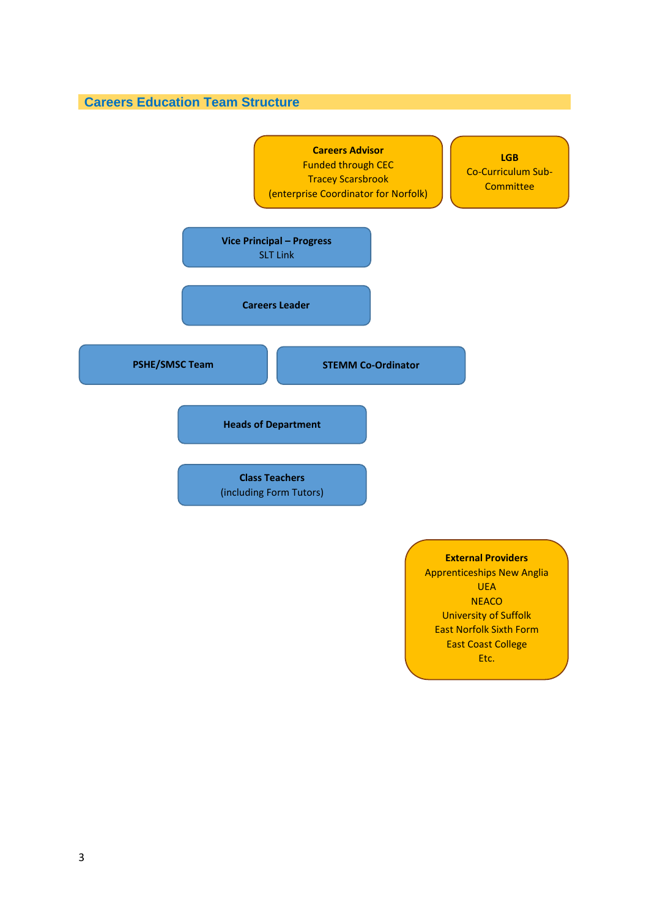## Careers Education Team Structure

**Careers Advisor**
Funded through CEC
Tracey Scarsbrook
(enterprise Coordinator for Norfolk)

**LGB**
Co-Curriculum Sub-Committee

**Vice Principal – Progress**
SLT Link

**Careers Leader**

**PSHE/SMSC Team**

**STEMM Co-Ordinator**

**Heads of Department**

**Class Teachers**
(including Form Tutors)

**External Providers**
Apprenticeships New Anglia
UEA
NEACO
University of Suffolk
East Norfolk Sixth Form
East Coast College
Etc.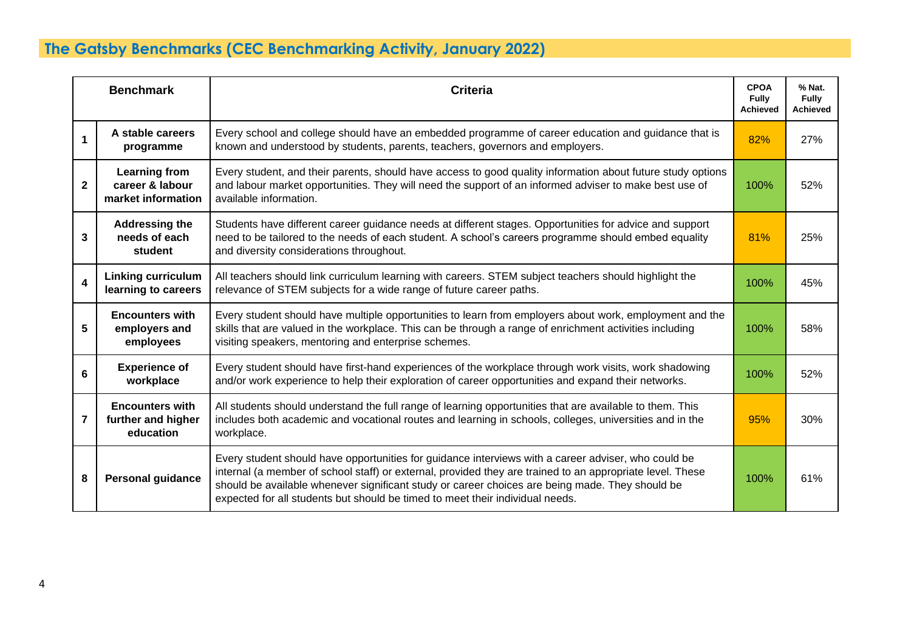## The Gatsby Benchmarks (CEC Benchmarking Activity, January 2022)

| Benchmark | | Criteria | CPOA Fully Achieved | % Nat. Fully Achieved |
|---|---|---|---|---|
| 1 | **A stable careers programme** | Every school and college should have an embedded programme of career education and guidance that is known and understood by students, parents, teachers, governors and employers. | 82% | 27% |
| 2 | **Learning from career & labour market information** | Every student, and their parents, should have access to good quality information about future study options and labour market opportunities. They will need the support of an informed adviser to make best use of available information. | 100% | 52% |
| 3 | **Addressing the needs of each student** | Students have different career guidance needs at different stages. Opportunities for advice and support need to be tailored to the needs of each student. A school's careers programme should embed equality and diversity considerations throughout. | 81% | 25% |
| 4 | **Linking curriculum learning to careers** | All teachers should link curriculum learning with careers. STEM subject teachers should highlight the relevance of STEM subjects for a wide range of future career paths. | 100% | 45% |
| 5 | **Encounters with employers and employees** | Every student should have multiple opportunities to learn from employers about work, employment and the skills that are valued in the workplace. This can be through a range of enrichment activities including visiting speakers, mentoring and enterprise schemes. | 100% | 58% |
| 6 | **Experience of workplace** | Every student should have first-hand experiences of the workplace through work visits, work shadowing and/or work experience to help their exploration of career opportunities and expand their networks. | 100% | 52% |
| 7 | **Encounters with further and higher education** | All students should understand the full range of learning opportunities that are available to them. This includes both academic and vocational routes and learning in schools, colleges, universities and in the workplace. | 95% | 30% |
| 8 | **Personal guidance** | Every student should have opportunities for guidance interviews with a career adviser, who could be internal (a member of school staff) or external, provided they are trained to an appropriate level. These should be available whenever significant study or career choices are being made. They should be expected for all students but should be timed to meet their individual needs. | 100% | 61% |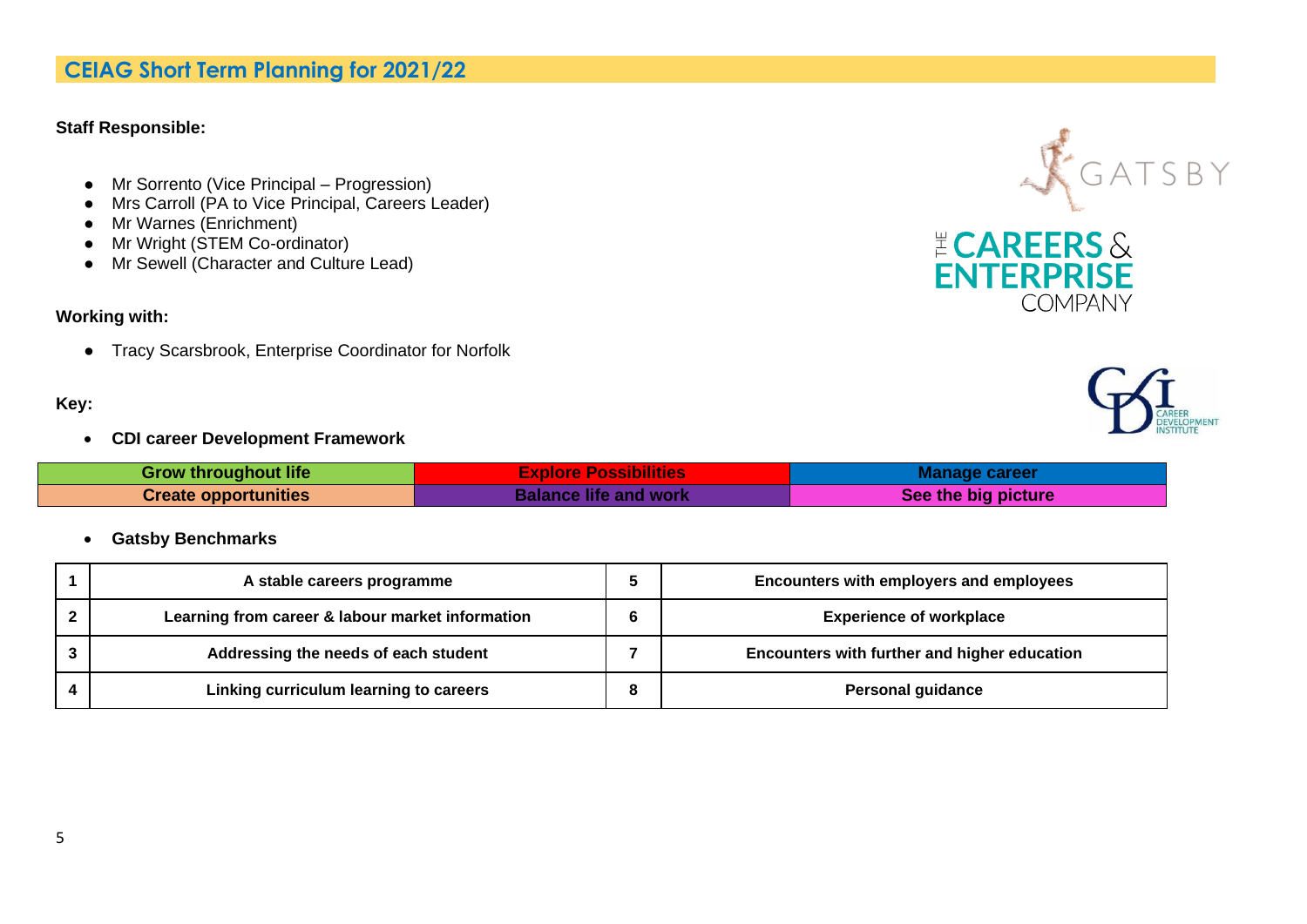## CEIAG Short Term Planning for 2021/22

**Staff Responsible:**

- Mr Sorrento (Vice Principal – Progression)
- Mrs Carroll (PA to Vice Principal, Careers Leader)
- Mr Warnes (Enrichment)
- Mr Wright (STEM Co-ordinator)
- Mr Sewell (Character and Culture Lead)

**Working with:**

- Tracy Scarsbrook, Enterprise Coordinator for Norfolk

**Key:**

- **CDI career Development Framework**

| Grow throughout life | Explore Possibilities | Manage career |
|---|---|---|
| Create opportunities | Balance life and work | See the big picture |

- **Gatsby Benchmarks**

| 1 | A stable careers programme | 5 | Encounters with employers and employees |
|---|---|---|---|
| 2 | Learning from career & labour market information | 6 | Experience of workplace |
| 3 | Addressing the needs of each student | 7 | Encounters with further and higher education |
| 4 | Linking curriculum learning to careers | 8 | Personal guidance |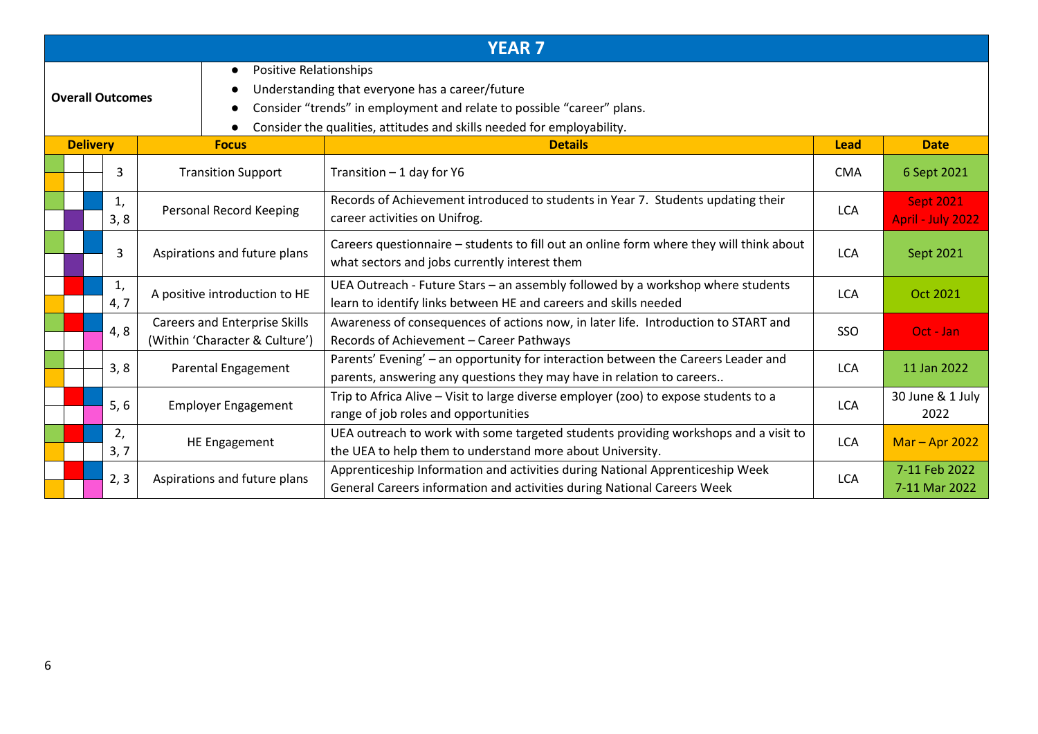## YEAR 7

**Overall Outcomes**

- Positive Relationships
- Understanding that everyone has a career/future
- Consider "trends" in employment and relate to possible "career" plans.
- Consider the qualities, attitudes and skills needed for employability.

| Delivery | Focus | Details | Lead | Date |
|---|---|---|---|---|
| 3 | Transition Support | Transition – 1 day for Y6 | CMA | 6 Sept 2021 |
| 1, 3, 8 | Personal Record Keeping | Records of Achievement introduced to students in Year 7. Students updating their career activities on Unifrog. | LCA | Sept 2021<br>April - July 2022 |
| 3 | Aspirations and future plans | Careers questionnaire – students to fill out an online form where they will think about what sectors and jobs currently interest them | LCA | Sept 2021 |
| 1, 4, 7 | A positive introduction to HE | UEA Outreach - Future Stars – an assembly followed by a workshop where students learn to identify links between HE and careers and skills needed | LCA | Oct 2021 |
| 4, 8 | Careers and Enterprise Skills (Within 'Character & Culture') | Awareness of consequences of actions now, in later life. Introduction to START and Records of Achievement – Career Pathways | SSO | Oct - Jan |
| 3, 8 | Parental Engagement | Parents' Evening' – an opportunity for interaction between the Careers Leader and parents, answering any questions they may have in relation to careers.. | LCA | 11 Jan 2022 |
| 5, 6 | Employer Engagement | Trip to Africa Alive – Visit to large diverse employer (zoo) to expose students to a range of job roles and opportunities | LCA | 30 June & 1 July 2022 |
| 2, 3, 7 | HE Engagement | UEA outreach to work with some targeted students providing workshops and a visit to the UEA to help them to understand more about University. | LCA | Mar – Apr 2022 |
| 2, 3 | Aspirations and future plans | Apprenticeship Information and activities during National Apprenticeship Week<br>General Careers information and activities during National Careers Week | LCA | 7-11 Feb 2022<br>7-11 Mar 2022 |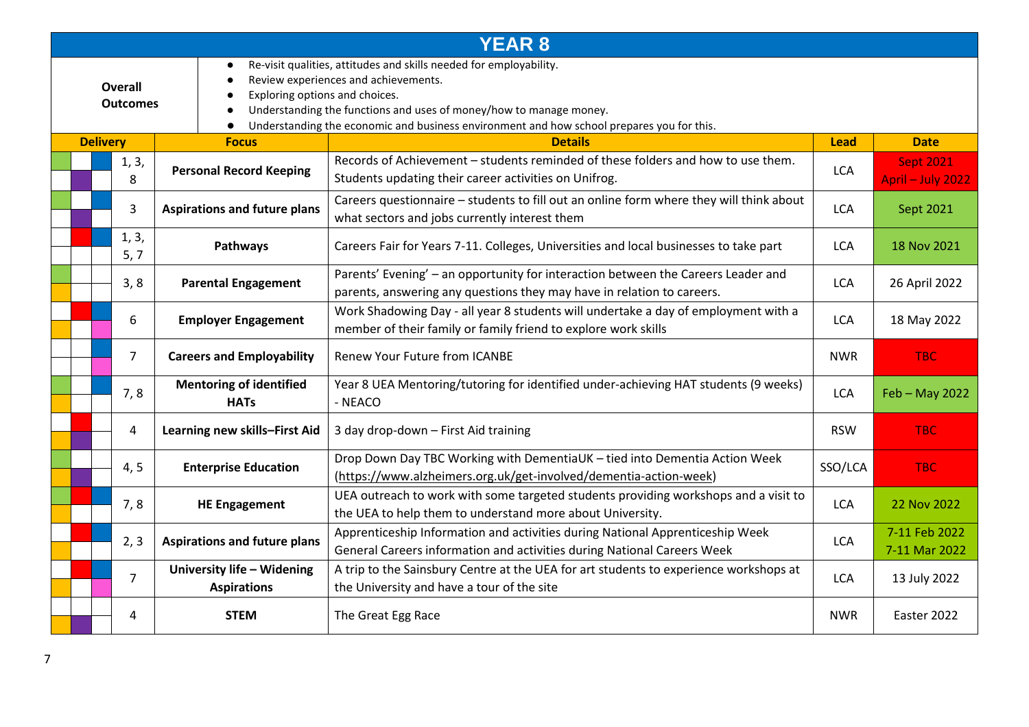# YEAR 8

**Overall Outcomes**

- Re-visit qualities, attitudes and skills needed for employability.
- Review experiences and achievements.
- Exploring options and choices.
- Understanding the functions and uses of money/how to manage money.
- Understanding the economic and business environment and how school prepares you for this.

| Delivery | Focus | Details | Lead | Date |
|---|---|---|---|---|
| 1, 3, 8 | **Personal Record Keeping** | Records of Achievement – students reminded of these folders and how to use them. Students updating their career activities on Unifrog. | LCA | Sept 2021 April – July 2022 |
| 3 | **Aspirations and future plans** | Careers questionnaire – students to fill out an online form where they will think about what sectors and jobs currently interest them | LCA | Sept 2021 |
| 1, 3, 5, 7 | **Pathways** | Careers Fair for Years 7-11. Colleges, Universities and local businesses to take part | LCA | 18 Nov 2021 |
| 3, 8 | **Parental Engagement** | Parents' Evening' – an opportunity for interaction between the Careers Leader and parents, answering any questions they may have in relation to careers. | LCA | 26 April 2022 |
| 6 | **Employer Engagement** | Work Shadowing Day - all year 8 students will undertake a day of employment with a member of their family or family friend to explore work skills | LCA | 18 May 2022 |
| 7 | **Careers and Employability** | Renew Your Future from ICANBE | NWR | TBC |
| 7, 8 | **Mentoring of identified HATs** | Year 8 UEA Mentoring/tutoring for identified under-achieving HAT students (9 weeks) - NEACO | LCA | Feb – May 2022 |
| 4 | **Learning new skills–First Aid** | 3 day drop-down – First Aid training | RSW | TBC |
| 4, 5 | **Enterprise Education** | Drop Down Day TBC Working with DementiaUK – tied into Dementia Action Week (https://www.alzheimers.org.uk/get-involved/dementia-action-week) | SSO/LCA | TBC |
| 7, 8 | **HE Engagement** | UEA outreach to work with some targeted students providing workshops and a visit to the UEA to help them to understand more about University. | LCA | 22 Nov 2022 |
| 2, 3 | **Aspirations and future plans** | Apprenticeship Information and activities during National Apprenticeship Week General Careers information and activities during National Careers Week | LCA | 7-11 Feb 2022 7-11 Mar 2022 |
| 7 | **University life – Widening Aspirations** | A trip to the Sainsbury Centre at the UEA for art students to experience workshops at the University and have a tour of the site | LCA | 13 July 2022 |
| 4 | **STEM** | The Great Egg Race | NWR | Easter 2022 |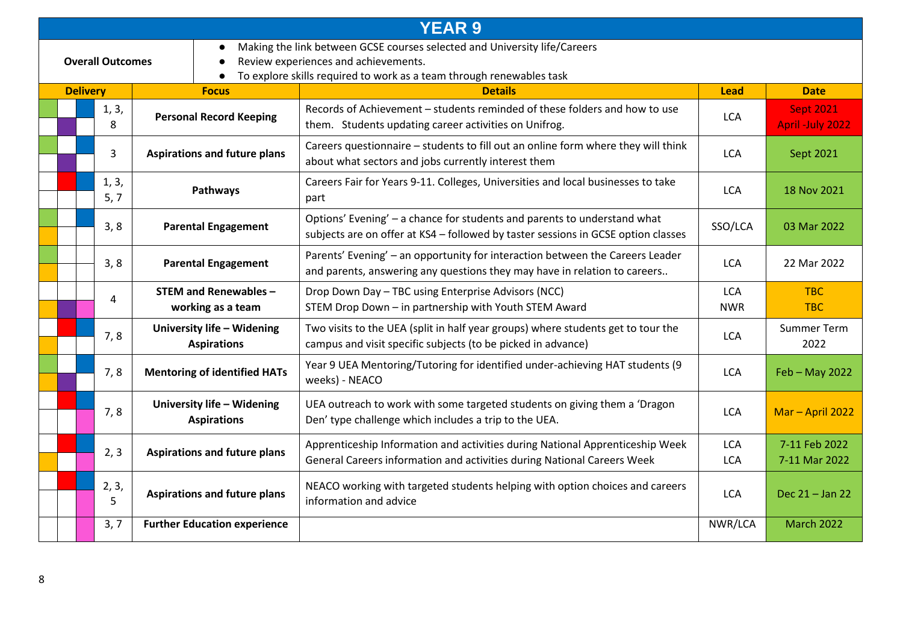# YEAR 9

| **Overall Outcomes** | |
|---|---|
| | • Making the link between GCSE courses selected and University life/Careers<br>• Review experiences and achievements.<br>• To explore skills required to work as a team through renewables task |

| Delivery | Focus | Details | Lead | Date |
|---|---|---|---|---|
| 1, 3, 8 | **Personal Record Keeping** | Records of Achievement – students reminded of these folders and how to use them. Students updating career activities on Unifrog. | LCA | Sept 2021<br>April -July 2022 |
| 3 | **Aspirations and future plans** | Careers questionnaire – students to fill out an online form where they will think about what sectors and jobs currently interest them | LCA | Sept 2021 |
| 1, 3, 5, 7 | **Pathways** | Careers Fair for Years 9-11. Colleges, Universities and local businesses to take part | LCA | 18 Nov 2021 |
| 3, 8 | **Parental Engagement** | Options' Evening' – a chance for students and parents to understand what subjects are on offer at KS4 – followed by taster sessions in GCSE option classes | SSO/LCA | 03 Mar 2022 |
| 3, 8 | **Parental Engagement** | Parents' Evening' – an opportunity for interaction between the Careers Leader and parents, answering any questions they may have in relation to careers.. | LCA | 22 Mar 2022 |
| 4 | **STEM and Renewables – working as a team** | Drop Down Day – TBC using Enterprise Advisors (NCC)<br>STEM Drop Down – in partnership with Youth STEM Award | LCA<br>NWR | TBC<br>TBC |
| 7, 8 | **University life – Widening Aspirations** | Two visits to the UEA (split in half year groups) where students get to tour the campus and visit specific subjects (to be picked in advance) | LCA | Summer Term 2022 |
| 7, 8 | **Mentoring of identified HATs** | Year 9 UEA Mentoring/Tutoring for identified under-achieving HAT students (9 weeks) - NEACO | LCA | Feb – May 2022 |
| 7, 8 | **University life – Widening Aspirations** | UEA outreach to work with some targeted students on giving them a 'Dragon Den' type challenge which includes a trip to the UEA. | LCA | Mar – April 2022 |
| 2, 3 | **Aspirations and future plans** | Apprenticeship Information and activities during National Apprenticeship Week<br>General Careers information and activities during National Careers Week | LCA<br>LCA | 7-11 Feb 2022<br>7-11 Mar 2022 |
| 2, 3, 5 | **Aspirations and future plans** | NEACO working with targeted students helping with option choices and careers information and advice | LCA | Dec 21 – Jan 22 |
| 3, 7 | **Further Education experience** | | NWR/LCA | March 2022 |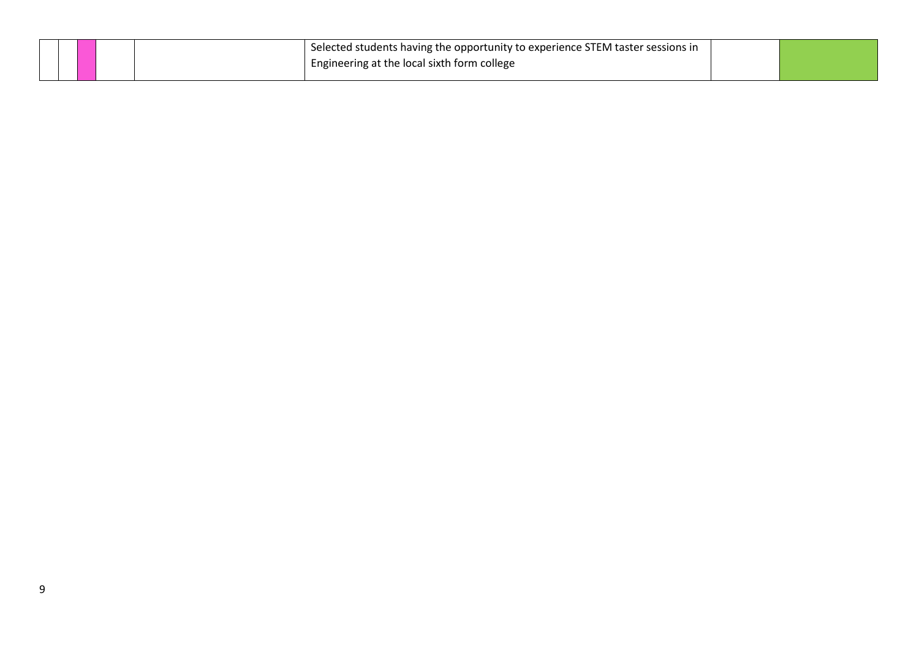| | | | | | | | |
|---|---|---|---|---|---|---|---|
| | | | | | Selected students having the opportunity to experience STEM taster sessions in Engineering at the local sixth form college | | |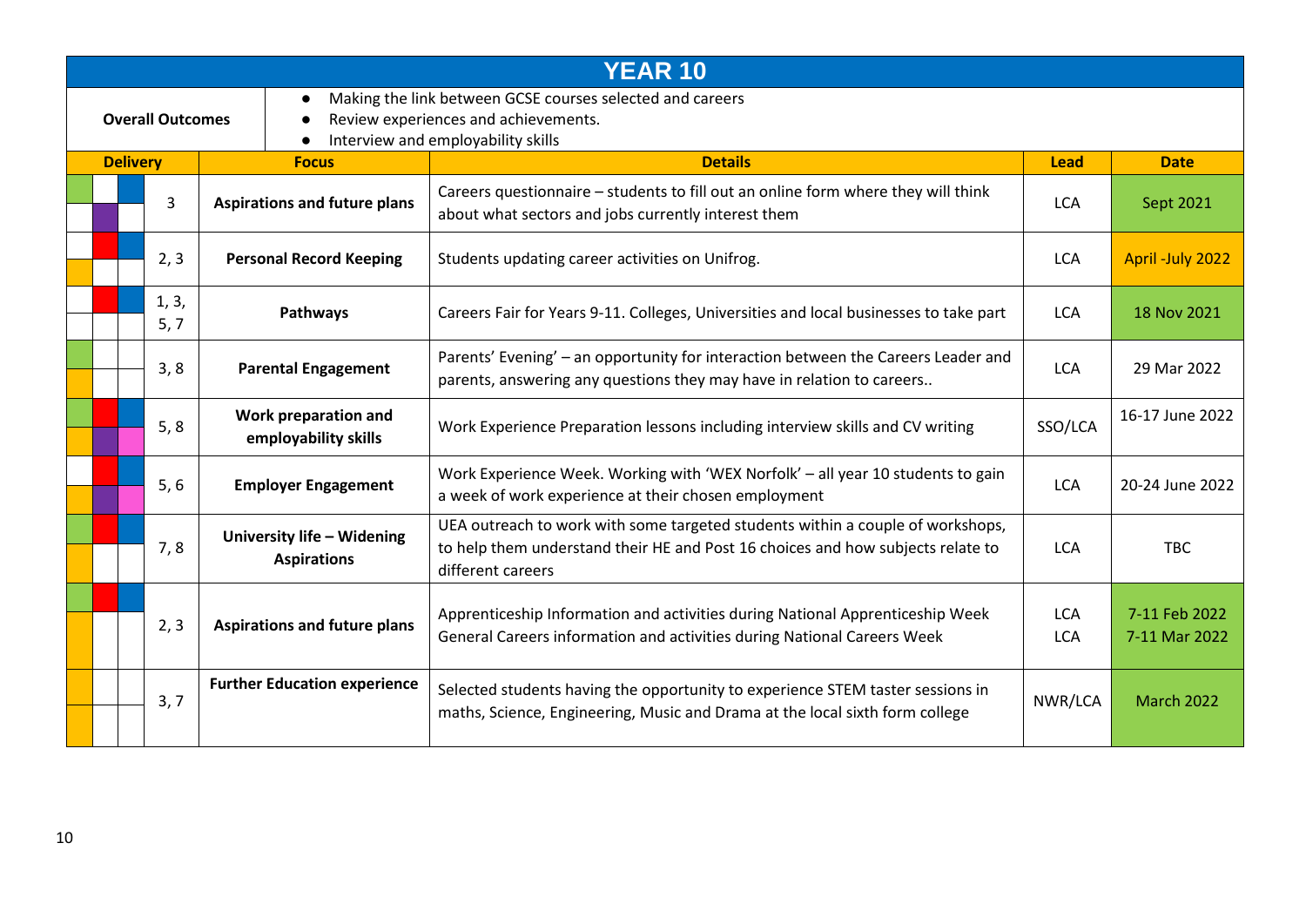## YEAR 10

**Overall Outcomes**

- Making the link between GCSE courses selected and careers
- Review experiences and achievements.
- Interview and employability skills

| Delivery | Focus | Details | Lead | Date |
|---|---|---|---|---|
| 3 | **Aspirations and future plans** | Careers questionnaire – students to fill out an online form where they will think about what sectors and jobs currently interest them | LCA | Sept 2021 |
| 2, 3 | **Personal Record Keeping** | Students updating career activities on Unifrog. | LCA | April -July 2022 |
| 1, 3, 5, 7 | **Pathways** | Careers Fair for Years 9-11. Colleges, Universities and local businesses to take part | LCA | 18 Nov 2021 |
| 3, 8 | **Parental Engagement** | Parents' Evening' – an opportunity for interaction between the Careers Leader and parents, answering any questions they may have in relation to careers.. | LCA | 29 Mar 2022 |
| 5, 8 | **Work preparation and employability skills** | Work Experience Preparation lessons including interview skills and CV writing | SSO/LCA | 16-17 June 2022 |
| 5, 6 | **Employer Engagement** | Work Experience Week. Working with 'WEX Norfolk' – all year 10 students to gain a week of work experience at their chosen employment | LCA | 20-24 June 2022 |
| 7, 8 | **University life – Widening Aspirations** | UEA outreach to work with some targeted students within a couple of workshops, to help them understand their HE and Post 16 choices and how subjects relate to different careers | LCA | TBC |
| 2, 3 | **Aspirations and future plans** | Apprenticeship Information and activities during National Apprenticeship Week<br>General Careers information and activities during National Careers Week | LCA<br>LCA | 7-11 Feb 2022<br>7-11 Mar 2022 |
| 3, 7 | **Further Education experience** | Selected students having the opportunity to experience STEM taster sessions in maths, Science, Engineering, Music and Drama at the local sixth form college | NWR/LCA | March 2022 |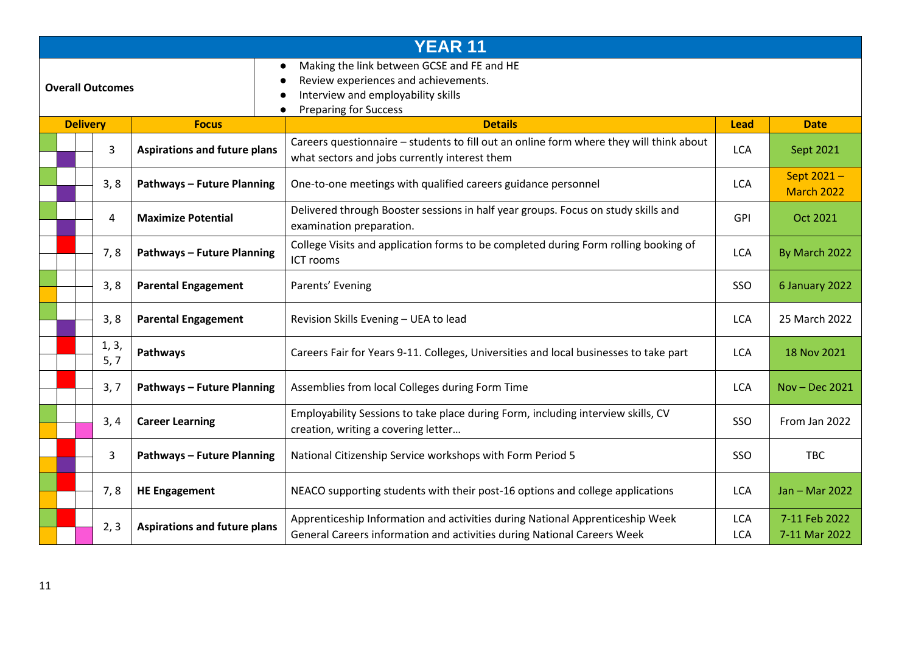# YEAR 11

| **Overall Outcomes** | |
|---|---|
| | ● Making the link between GCSE and FE and HE<br>● Review experiences and achievements.<br>● Interview and employability skills<br>● Preparing for Success |

| Delivery | Focus | Details | Lead | Date |
|---|---|---|---|---|
| 3 | **Aspirations and future plans** | Careers questionnaire – students to fill out an online form where they will think about what sectors and jobs currently interest them | LCA | Sept 2021 |
| 3, 8 | **Pathways – Future Planning** | One-to-one meetings with qualified careers guidance personnel | LCA | Sept 2021 – March 2022 |
| 4 | **Maximize Potential** | Delivered through Booster sessions in half year groups. Focus on study skills and examination preparation. | GPI | Oct 2021 |
| 7, 8 | **Pathways – Future Planning** | College Visits and application forms to be completed during Form rolling booking of ICT rooms | LCA | By March 2022 |
| 3, 8 | **Parental Engagement** | Parents' Evening | SSO | 6 January 2022 |
| 3, 8 | **Parental Engagement** | Revision Skills Evening – UEA to lead | LCA | 25 March 2022 |
| 1, 3, 5, 7 | **Pathways** | Careers Fair for Years 9-11. Colleges, Universities and local businesses to take part | LCA | 18 Nov 2021 |
| 3, 7 | **Pathways – Future Planning** | Assemblies from local Colleges during Form Time | LCA | Nov – Dec 2021 |
| 3, 4 | **Career Learning** | Employability Sessions to take place during Form, including interview skills, CV creation, writing a covering letter… | SSO | From Jan 2022 |
| 3 | **Pathways – Future Planning** | National Citizenship Service workshops with Form Period 5 | SSO | TBC |
| 7, 8 | **HE Engagement** | NEACO supporting students with their post-16 options and college applications | LCA | Jan – Mar 2022 |
| 2, 3 | **Aspirations and future plans** | Apprenticeship Information and activities during National Apprenticeship Week<br>General Careers information and activities during National Careers Week | LCA<br>LCA | 7-11 Feb 2022<br>7-11 Mar 2022 |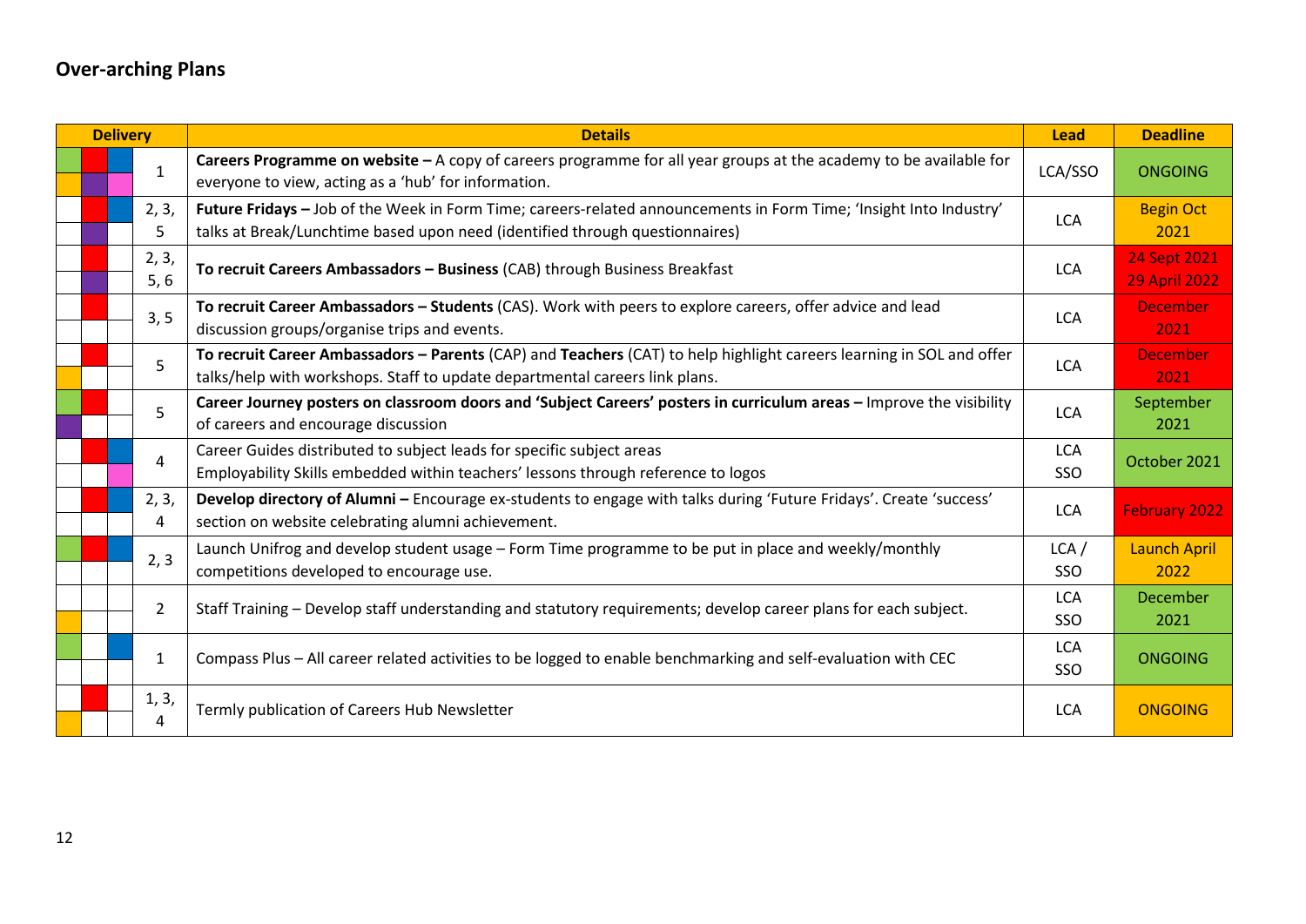## Over-arching Plans

| Delivery | Details | Lead | Deadline |
|---|---|---|---|
| 1 | **Careers Programme on website –** A copy of careers programme for all year groups at the academy to be available for everyone to view, acting as a 'hub' for information. | LCA/SSO | ONGOING |
| 2, 3, 5 | **Future Fridays –** Job of the Week in Form Time; careers-related announcements in Form Time; 'Insight Into Industry' talks at Break/Lunchtime based upon need (identified through questionnaires) | LCA | Begin Oct 2021 |
| 2, 3, 5, 6 | **To recruit Careers Ambassadors – Business** (CAB) through Business Breakfast | LCA | 24 Sept 2021 29 April 2022 |
| 3, 5 | **To recruit Career Ambassadors – Students** (CAS). Work with peers to explore careers, offer advice and lead discussion groups/organise trips and events. | LCA | December 2021 |
| 5 | **To recruit Career Ambassadors – Parents** (CAP) and **Teachers** (CAT) to help highlight careers learning in SOL and offer talks/help with workshops. Staff to update departmental careers link plans. | LCA | December 2021 |
| 5 | **Career Journey posters on classroom doors and 'Subject Careers' posters in curriculum areas –** Improve the visibility of careers and encourage discussion | LCA | September 2021 |
| 4 | Career Guides distributed to subject leads for specific subject areas<br>Employability Skills embedded within teachers' lessons through reference to logos | LCA<br>SSO | October 2021 |
| 2, 3, 4 | **Develop directory of Alumni –** Encourage ex-students to engage with talks during 'Future Fridays'. Create 'success' section on website celebrating alumni achievement. | LCA | February 2022 |
| 2, 3 | Launch Unifrog and develop student usage – Form Time programme to be put in place and weekly/monthly competitions developed to encourage use. | LCA / SSO | Launch April 2022 |
| 2 | Staff Training – Develop staff understanding and statutory requirements; develop career plans for each subject. | LCA<br>SSO | December 2021 |
| 1 | Compass Plus – All career related activities to be logged to enable benchmarking and self-evaluation with CEC | LCA<br>SSO | ONGOING |
| 1, 3, 4 | Termly publication of Careers Hub Newsletter | LCA | ONGOING |